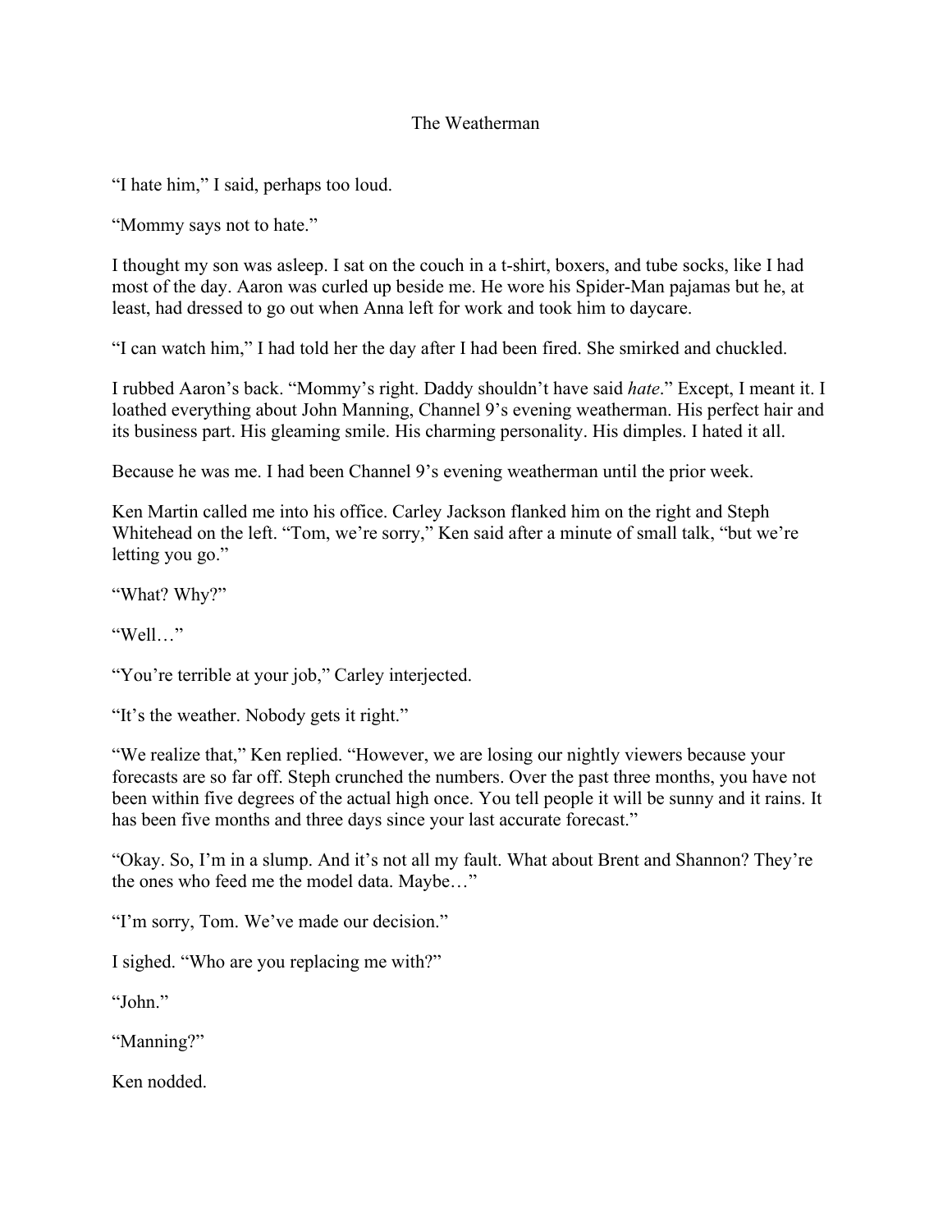# The Weatherman

"I hate him," I said, perhaps too loud.

"Mommy says not to hate."

I thought my son was asleep. I sat on the couch in a t-shirt, boxers, and tube socks, like I had most of the day. Aaron was curled up beside me. He wore his Spider-Man pajamas but he, at least, had dressed to go out when Anna left for work and took him to daycare.

"I can watch him," I had told her the day after I had been fired. She smirked and chuckled.

I rubbed Aaron's back. "Mommy's right. Daddy shouldn't have said *hate*." Except, I meant it. I loathed everything about John Manning, Channel 9's evening weatherman. His perfect hair and its business part. His gleaming smile. His charming personality. His dimples. I hated it all.

Because he was me. I had been Channel 9's evening weatherman until the prior week.

Ken Martin called me into his office. Carley Jackson flanked him on the right and Steph Whitehead on the left. "Tom, we're sorry," Ken said after a minute of small talk, "but we're letting you go."

"What? Why?"

"Well…"

"You're terrible at your job," Carley interjected.

"It's the weather. Nobody gets it right."

"We realize that," Ken replied. "However, we are losing our nightly viewers because your forecasts are so far off. Steph crunched the numbers. Over the past three months, you have not been within five degrees of the actual high once. You tell people it will be sunny and it rains. It has been five months and three days since your last accurate forecast."

"Okay. So, I'm in a slump. And it's not all my fault. What about Brent and Shannon? They're the ones who feed me the model data. Maybe…"

"I'm sorry, Tom. We've made our decision."

I sighed. "Who are you replacing me with?"

"John."

"Manning?"

Ken nodded.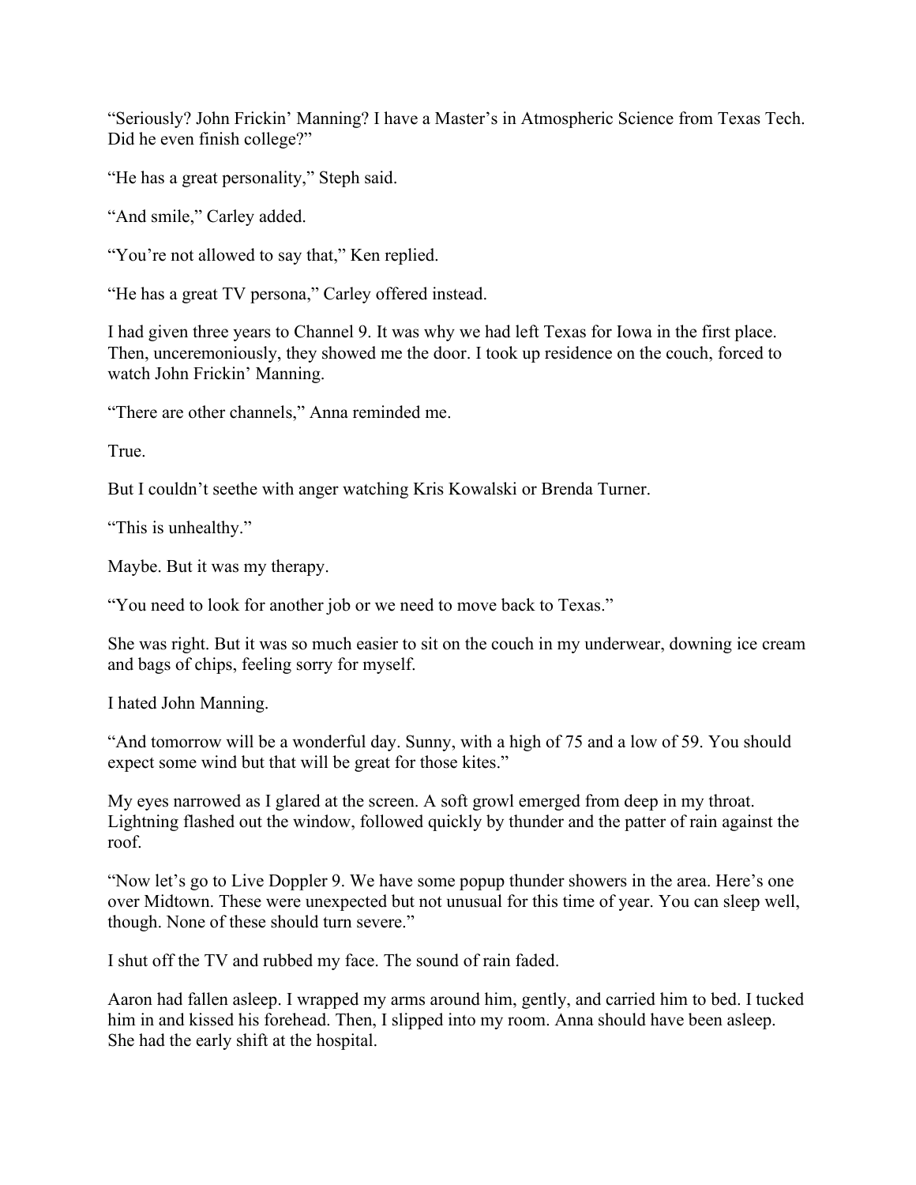"Seriously? John Frickin' Manning? I have a Master's in Atmospheric Science from Texas Tech. Did he even finish college?"

"He has a great personality," Steph said.

"And smile," Carley added.

"You're not allowed to say that," Ken replied.

"He has a great TV persona," Carley offered instead.

I had given three years to Channel 9. It was why we had left Texas for Iowa in the first place. Then, unceremoniously, they showed me the door. I took up residence on the couch, forced to watch John Frickin' Manning.

"There are other channels," Anna reminded me.

True.

But I couldn't seethe with anger watching Kris Kowalski or Brenda Turner.

"This is unhealthy."

Maybe. But it was my therapy.

"You need to look for another job or we need to move back to Texas."

She was right. But it was so much easier to sit on the couch in my underwear, downing ice cream and bags of chips, feeling sorry for myself.

I hated John Manning.

"And tomorrow will be a wonderful day. Sunny, with a high of 75 and a low of 59. You should expect some wind but that will be great for those kites."

My eyes narrowed as I glared at the screen. A soft growl emerged from deep in my throat. Lightning flashed out the window, followed quickly by thunder and the patter of rain against the roof.

"Now let's go to Live Doppler 9. We have some popup thunder showers in the area. Here's one over Midtown. These were unexpected but not unusual for this time of year. You can sleep well, though. None of these should turn severe."

I shut off the TV and rubbed my face. The sound of rain faded.

Aaron had fallen asleep. I wrapped my arms around him, gently, and carried him to bed. I tucked him in and kissed his forehead. Then, I slipped into my room. Anna should have been asleep. She had the early shift at the hospital.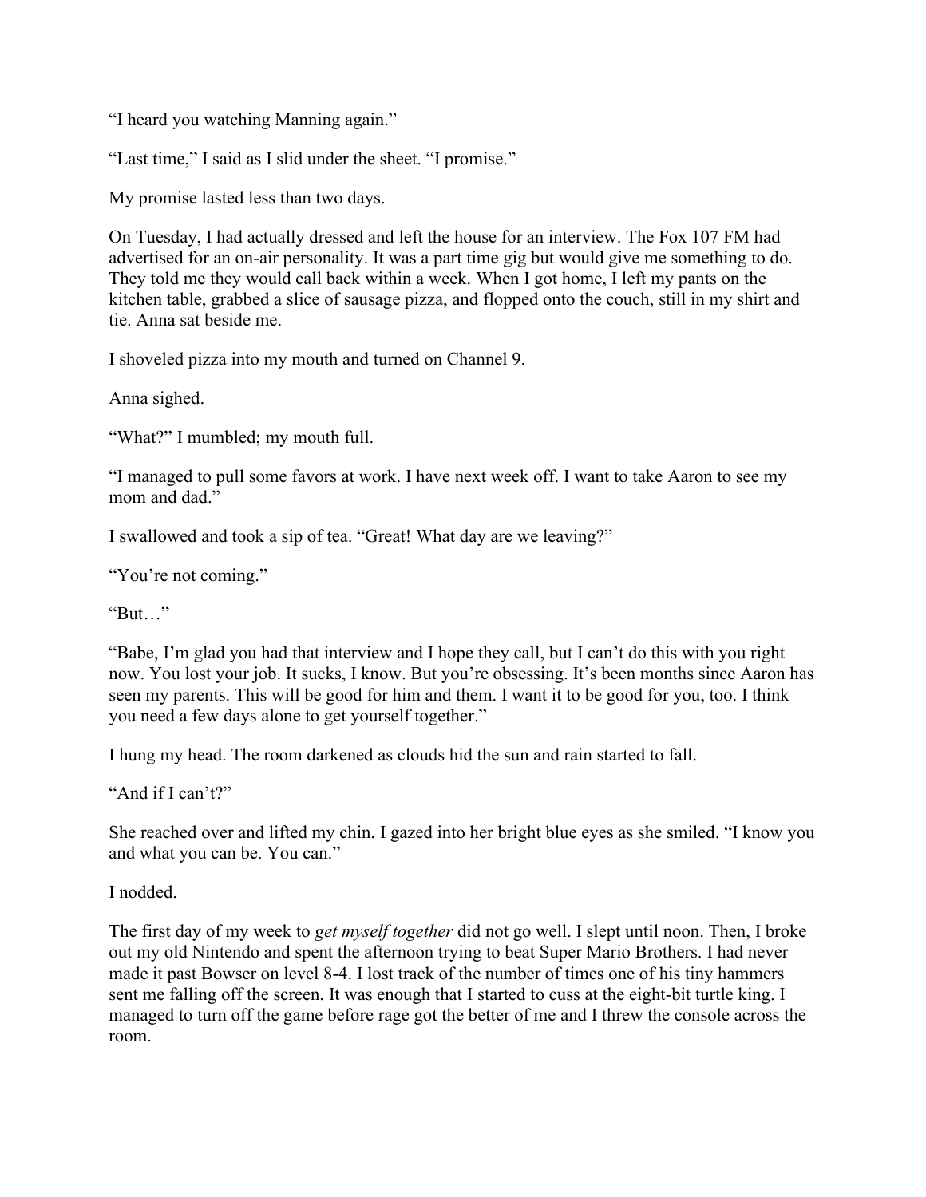"I heard you watching Manning again."

"Last time," I said as I slid under the sheet. "I promise."

My promise lasted less than two days.

On Tuesday, I had actually dressed and left the house for an interview. The Fox 107 FM had advertised for an on-air personality. It was a part time gig but would give me something to do. They told me they would call back within a week. When I got home, I left my pants on the kitchen table, grabbed a slice of sausage pizza, and flopped onto the couch, still in my shirt and tie. Anna sat beside me.

I shoveled pizza into my mouth and turned on Channel 9.

Anna sighed.

"What?" I mumbled; my mouth full.

"I managed to pull some favors at work. I have next week off. I want to take Aaron to see my mom and dad."

I swallowed and took a sip of tea. "Great! What day are we leaving?"

"You're not coming."

"But…"

"Babe, I'm glad you had that interview and I hope they call, but I can't do this with you right now. You lost your job. It sucks, I know. But you're obsessing. It's been months since Aaron has seen my parents. This will be good for him and them. I want it to be good for you, too. I think you need a few days alone to get yourself together."

I hung my head. The room darkened as clouds hid the sun and rain started to fall.

"And if I can't?"

She reached over and lifted my chin. I gazed into her bright blue eyes as she smiled. "I know you and what you can be. You can."

I nodded.

The first day of my week to *get myself together* did not go well. I slept until noon. Then, I broke out my old Nintendo and spent the afternoon trying to beat Super Mario Brothers. I had never made it past Bowser on level 8-4. I lost track of the number of times one of his tiny hammers sent me falling off the screen. It was enough that I started to cuss at the eight-bit turtle king. I managed to turn off the game before rage got the better of me and I threw the console across the room.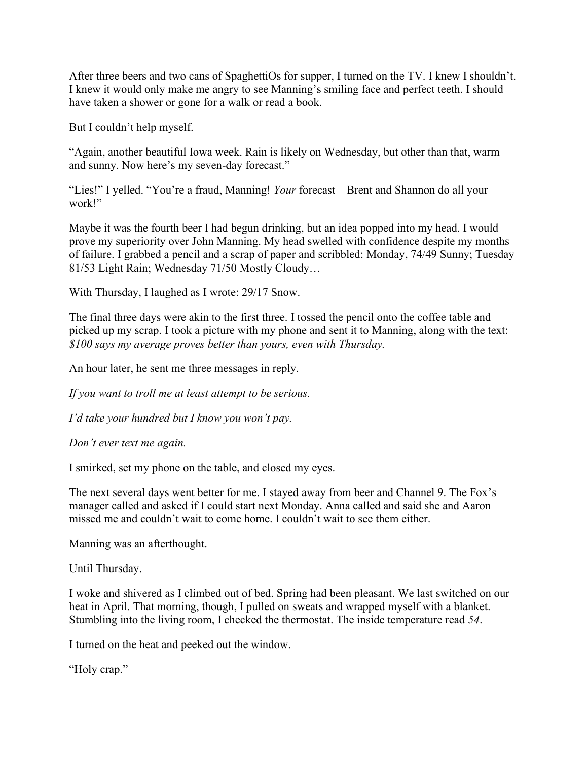After three beers and two cans of SpaghettiOs for supper, I turned on the TV. I knew I shouldn't. I knew it would only make me angry to see Manning's smiling face and perfect teeth. I should have taken a shower or gone for a walk or read a book.

But I couldn't help myself.

"Again, another beautiful Iowa week. Rain is likely on Wednesday, but other than that, warm and sunny. Now here's my seven-day forecast."

"Lies!" I yelled. "You're a fraud, Manning! *Your* forecast—Brent and Shannon do all your work!"

Maybe it was the fourth beer I had begun drinking, but an idea popped into my head. I would prove my superiority over John Manning. My head swelled with confidence despite my months of failure. I grabbed a pencil and a scrap of paper and scribbled: Monday, 74/49 Sunny; Tuesday 81/53 Light Rain; Wednesday 71/50 Mostly Cloudy…

With Thursday, I laughed as I wrote: 29/17 Snow.

The final three days were akin to the first three. I tossed the pencil onto the coffee table and picked up my scrap. I took a picture with my phone and sent it to Manning, along with the text: *$100 says my average proves better than yours, even with Thursday.*

An hour later, he sent me three messages in reply.

*If you want to troll me at least attempt to be serious.*

*I'd take your hundred but I know you won't pay.*

*Don't ever text me again.*

I smirked, set my phone on the table, and closed my eyes.

The next several days went better for me. I stayed away from beer and Channel 9. The Fox's manager called and asked if I could start next Monday. Anna called and said she and Aaron missed me and couldn't wait to come home. I couldn't wait to see them either.

Manning was an afterthought.

Until Thursday.

I woke and shivered as I climbed out of bed. Spring had been pleasant. We last switched on our heat in April. That morning, though, I pulled on sweats and wrapped myself with a blanket. Stumbling into the living room, I checked the thermostat. The inside temperature read *54*.

I turned on the heat and peeked out the window.

"Holy crap."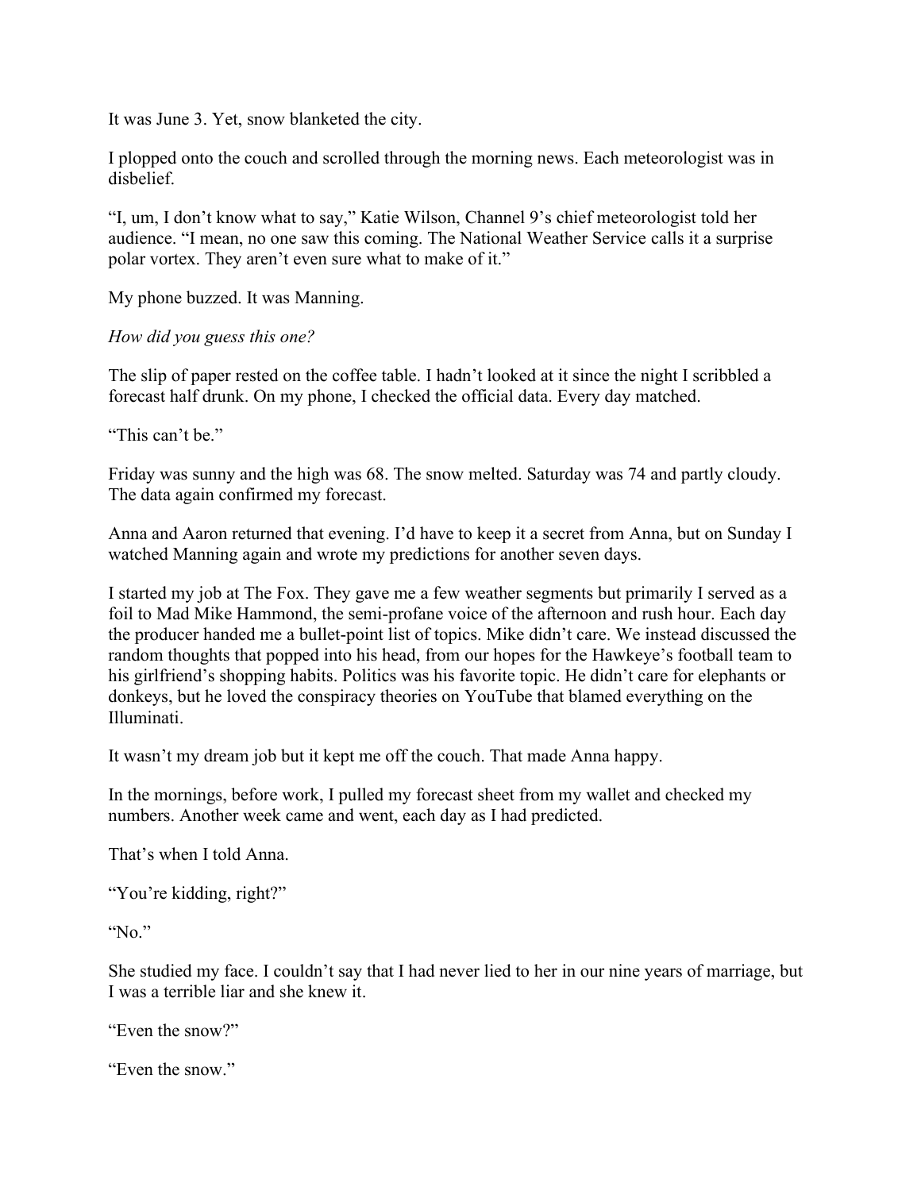It was June 3. Yet, snow blanketed the city.

I plopped onto the couch and scrolled through the morning news. Each meteorologist was in disbelief.

"I, um, I don't know what to say," Katie Wilson, Channel 9's chief meteorologist told her audience. "I mean, no one saw this coming. The National Weather Service calls it a surprise polar vortex. They aren't even sure what to make of it."

My phone buzzed. It was Manning.

*How did you guess this one?*

The slip of paper rested on the coffee table. I hadn't looked at it since the night I scribbled a forecast half drunk. On my phone, I checked the official data. Every day matched.

"This can't be."

Friday was sunny and the high was 68. The snow melted. Saturday was 74 and partly cloudy. The data again confirmed my forecast.

Anna and Aaron returned that evening. I'd have to keep it a secret from Anna, but on Sunday I watched Manning again and wrote my predictions for another seven days.

I started my job at The Fox. They gave me a few weather segments but primarily I served as a foil to Mad Mike Hammond, the semi-profane voice of the afternoon and rush hour. Each day the producer handed me a bullet-point list of topics. Mike didn't care. We instead discussed the random thoughts that popped into his head, from our hopes for the Hawkeye's football team to his girlfriend's shopping habits. Politics was his favorite topic. He didn't care for elephants or donkeys, but he loved the conspiracy theories on YouTube that blamed everything on the Illuminati.

It wasn't my dream job but it kept me off the couch. That made Anna happy.

In the mornings, before work, I pulled my forecast sheet from my wallet and checked my numbers. Another week came and went, each day as I had predicted.

That's when I told Anna.

"You're kidding, right?"

"No."

She studied my face. I couldn't say that I had never lied to her in our nine years of marriage, but I was a terrible liar and she knew it.

"Even the snow?"

"Even the snow."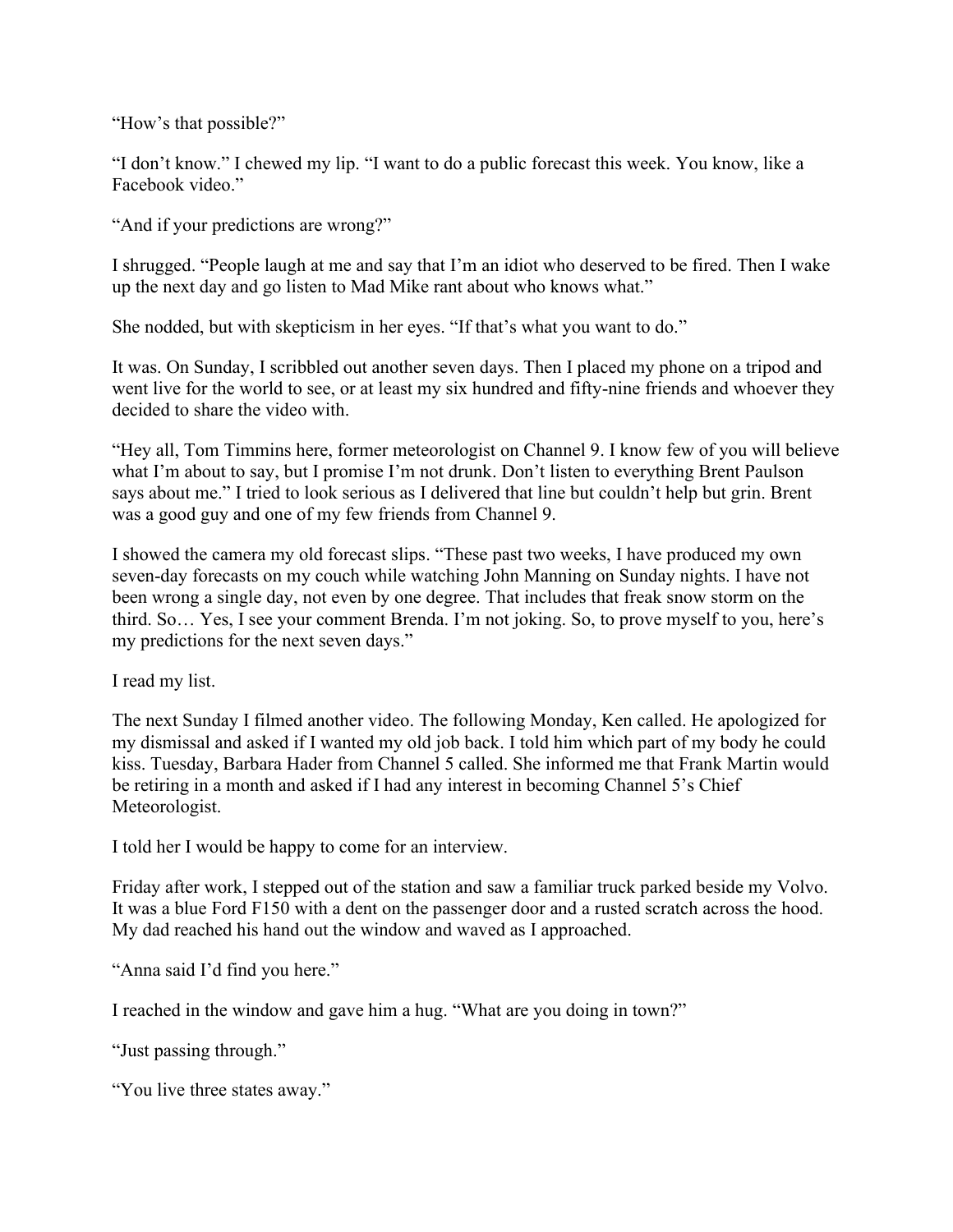"How's that possible?"

"I don't know." I chewed my lip. "I want to do a public forecast this week. You know, like a Facebook video."

"And if your predictions are wrong?"

I shrugged. "People laugh at me and say that I'm an idiot who deserved to be fired. Then I wake up the next day and go listen to Mad Mike rant about who knows what."

She nodded, but with skepticism in her eyes. "If that's what you want to do."

It was. On Sunday, I scribbled out another seven days. Then I placed my phone on a tripod and went live for the world to see, or at least my six hundred and fifty-nine friends and whoever they decided to share the video with.

"Hey all, Tom Timmins here, former meteorologist on Channel 9. I know few of you will believe what I'm about to say, but I promise I'm not drunk. Don't listen to everything Brent Paulson says about me." I tried to look serious as I delivered that line but couldn't help but grin. Brent was a good guy and one of my few friends from Channel 9.

I showed the camera my old forecast slips. "These past two weeks, I have produced my own seven-day forecasts on my couch while watching John Manning on Sunday nights. I have not been wrong a single day, not even by one degree. That includes that freak snow storm on the third. So… Yes, I see your comment Brenda. I'm not joking. So, to prove myself to you, here's my predictions for the next seven days."

I read my list.

The next Sunday I filmed another video. The following Monday, Ken called. He apologized for my dismissal and asked if I wanted my old job back. I told him which part of my body he could kiss. Tuesday, Barbara Hader from Channel 5 called. She informed me that Frank Martin would be retiring in a month and asked if I had any interest in becoming Channel 5's Chief Meteorologist.

I told her I would be happy to come for an interview.

Friday after work, I stepped out of the station and saw a familiar truck parked beside my Volvo. It was a blue Ford F150 with a dent on the passenger door and a rusted scratch across the hood. My dad reached his hand out the window and waved as I approached.

"Anna said I'd find you here."

I reached in the window and gave him a hug. "What are you doing in town?"

"Just passing through."

"You live three states away."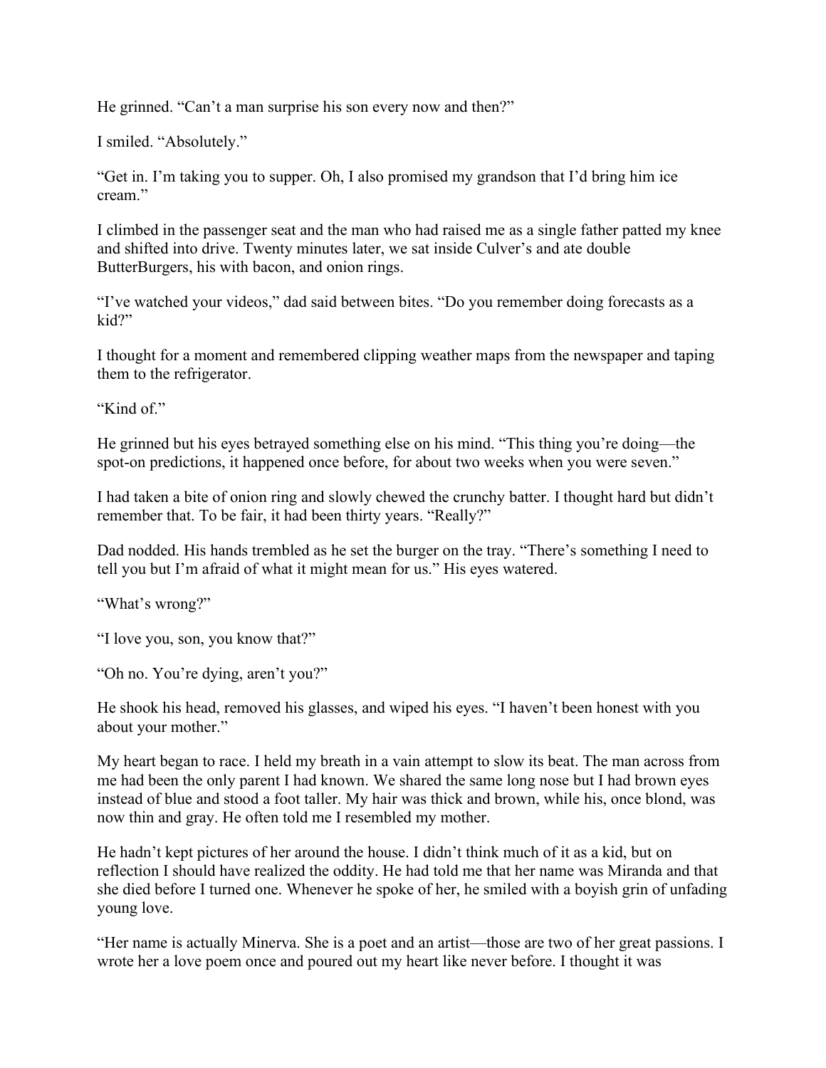He grinned. “Can’t a man surprise his son every now and then?”

I smiled. “Absolutely.”

“Get in. I’m taking you to supper. Oh, I also promised my grandson that I’d bring him ice cream.”

I climbed in the passenger seat and the man who had raised me as a single father patted my knee and shifted into drive. Twenty minutes later, we sat inside Culver’s and ate double ButterBurgers, his with bacon, and onion rings.

“I’ve watched your videos,” dad said between bites. “Do you remember doing forecasts as a kid?”

I thought for a moment and remembered clipping weather maps from the newspaper and taping them to the refrigerator.

“Kind of.”

He grinned but his eyes betrayed something else on his mind. “This thing you’re doing—the spot-on predictions, it happened once before, for about two weeks when you were seven.”

I had taken a bite of onion ring and slowly chewed the crunchy batter. I thought hard but didn’t remember that. To be fair, it had been thirty years. “Really?”

Dad nodded. His hands trembled as he set the burger on the tray. “There’s something I need to tell you but I’m afraid of what it might mean for us.” His eyes watered.

“What’s wrong?”

“I love you, son, you know that?”

“Oh no. You’re dying, aren’t you?”

He shook his head, removed his glasses, and wiped his eyes. “I haven’t been honest with you about your mother.”

My heart began to race. I held my breath in a vain attempt to slow its beat. The man across from me had been the only parent I had known. We shared the same long nose but I had brown eyes instead of blue and stood a foot taller. My hair was thick and brown, while his, once blond, was now thin and gray. He often told me I resembled my mother.

He hadn’t kept pictures of her around the house. I didn’t think much of it as a kid, but on reflection I should have realized the oddity. He had told me that her name was Miranda and that she died before I turned one. Whenever he spoke of her, he smiled with a boyish grin of unfading young love.

“Her name is actually Minerva. She is a poet and an artist—those are two of her great passions. I wrote her a love poem once and poured out my heart like never before. I thought it was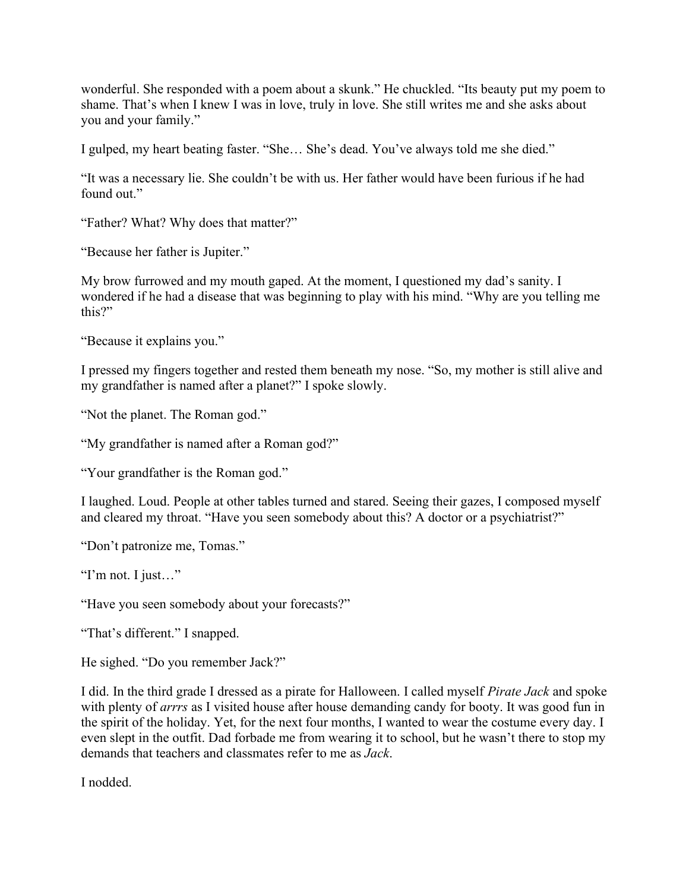wonderful. She responded with a poem about a skunk." He chuckled. "Its beauty put my poem to shame. That's when I knew I was in love, truly in love. She still writes me and she asks about you and your family."

I gulped, my heart beating faster. "She… She's dead. You've always told me she died."

"It was a necessary lie. She couldn't be with us. Her father would have been furious if he had found out."

"Father? What? Why does that matter?"

"Because her father is Jupiter."

My brow furrowed and my mouth gaped. At the moment, I questioned my dad's sanity. I wondered if he had a disease that was beginning to play with his mind. "Why are you telling me this?"

"Because it explains you."

I pressed my fingers together and rested them beneath my nose. "So, my mother is still alive and my grandfather is named after a planet?" I spoke slowly.

"Not the planet. The Roman god."

"My grandfather is named after a Roman god?"

"Your grandfather is the Roman god."

I laughed. Loud. People at other tables turned and stared. Seeing their gazes, I composed myself and cleared my throat. "Have you seen somebody about this? A doctor or a psychiatrist?"

"Don't patronize me, Tomas."

"I'm not. I just…"

"Have you seen somebody about your forecasts?"

"That's different." I snapped.

He sighed. "Do you remember Jack?"

I did. In the third grade I dressed as a pirate for Halloween. I called myself *Pirate Jack* and spoke with plenty of *arrrs* as I visited house after house demanding candy for booty. It was good fun in the spirit of the holiday. Yet, for the next four months, I wanted to wear the costume every day. I even slept in the outfit. Dad forbade me from wearing it to school, but he wasn't there to stop my demands that teachers and classmates refer to me as *Jack*.

I nodded.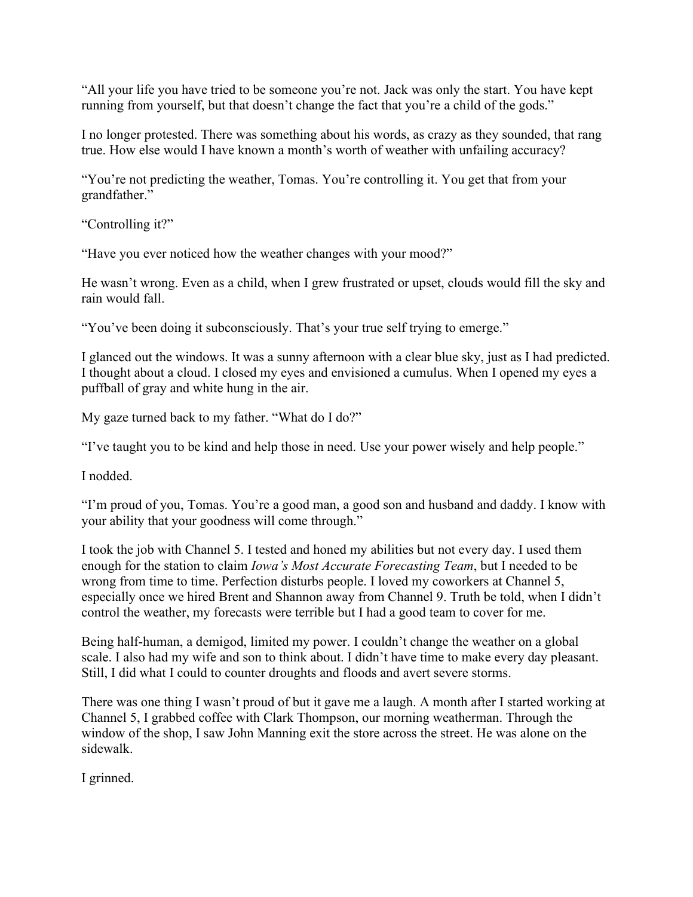"All your life you have tried to be someone you're not. Jack was only the start. You have kept running from yourself, but that doesn't change the fact that you're a child of the gods."

I no longer protested. There was something about his words, as crazy as they sounded, that rang true. How else would I have known a month's worth of weather with unfailing accuracy?

"You're not predicting the weather, Tomas. You're controlling it. You get that from your grandfather."

"Controlling it?"

"Have you ever noticed how the weather changes with your mood?"

He wasn't wrong. Even as a child, when I grew frustrated or upset, clouds would fill the sky and rain would fall.

"You've been doing it subconsciously. That's your true self trying to emerge."

I glanced out the windows. It was a sunny afternoon with a clear blue sky, just as I had predicted. I thought about a cloud. I closed my eyes and envisioned a cumulus. When I opened my eyes a puffball of gray and white hung in the air.

My gaze turned back to my father. "What do I do?"

"I've taught you to be kind and help those in need. Use your power wisely and help people."

I nodded.

"I'm proud of you, Tomas. You're a good man, a good son and husband and daddy. I know with your ability that your goodness will come through."

I took the job with Channel 5. I tested and honed my abilities but not every day. I used them enough for the station to claim *Iowa's Most Accurate Forecasting Team*, but I needed to be wrong from time to time. Perfection disturbs people. I loved my coworkers at Channel 5, especially once we hired Brent and Shannon away from Channel 9. Truth be told, when I didn't control the weather, my forecasts were terrible but I had a good team to cover for me.

Being half-human, a demigod, limited my power. I couldn't change the weather on a global scale. I also had my wife and son to think about. I didn't have time to make every day pleasant. Still, I did what I could to counter droughts and floods and avert severe storms.

There was one thing I wasn't proud of but it gave me a laugh. A month after I started working at Channel 5, I grabbed coffee with Clark Thompson, our morning weatherman. Through the window of the shop, I saw John Manning exit the store across the street. He was alone on the sidewalk.

I grinned.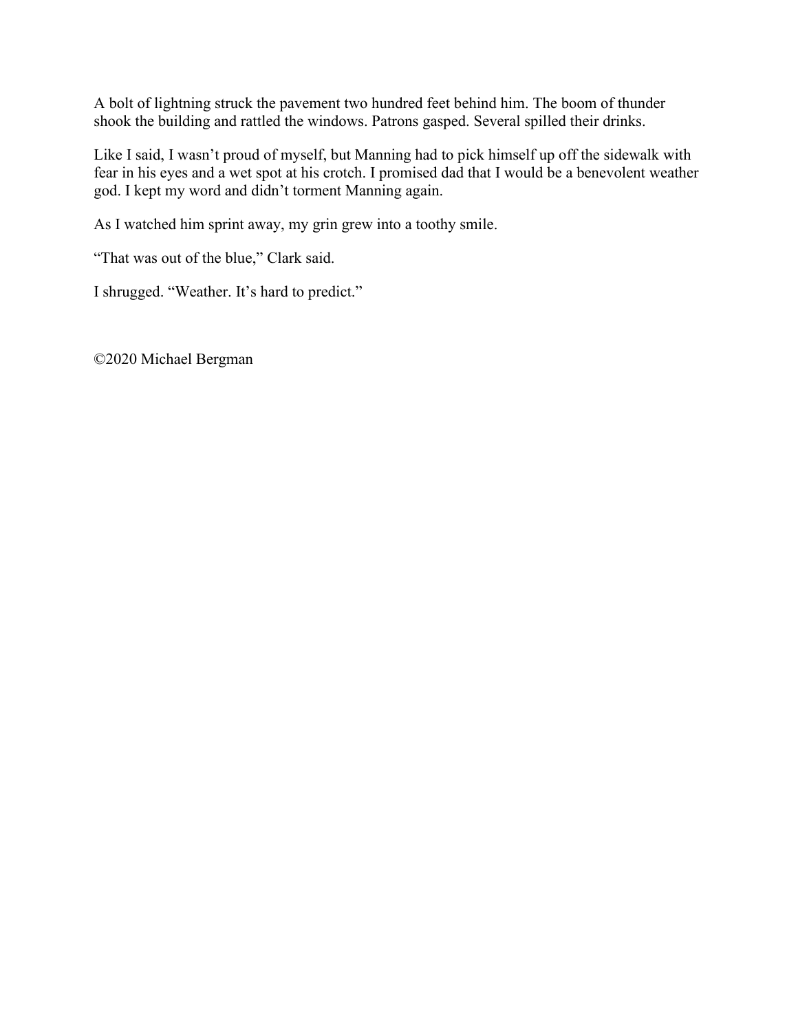A bolt of lightning struck the pavement two hundred feet behind him. The boom of thunder shook the building and rattled the windows. Patrons gasped. Several spilled their drinks.

Like I said, I wasn't proud of myself, but Manning had to pick himself up off the sidewalk with fear in his eyes and a wet spot at his crotch. I promised dad that I would be a benevolent weather god. I kept my word and didn't torment Manning again.

As I watched him sprint away, my grin grew into a toothy smile.

"That was out of the blue," Clark said.

I shrugged. "Weather. It's hard to predict."

©2020 Michael Bergman